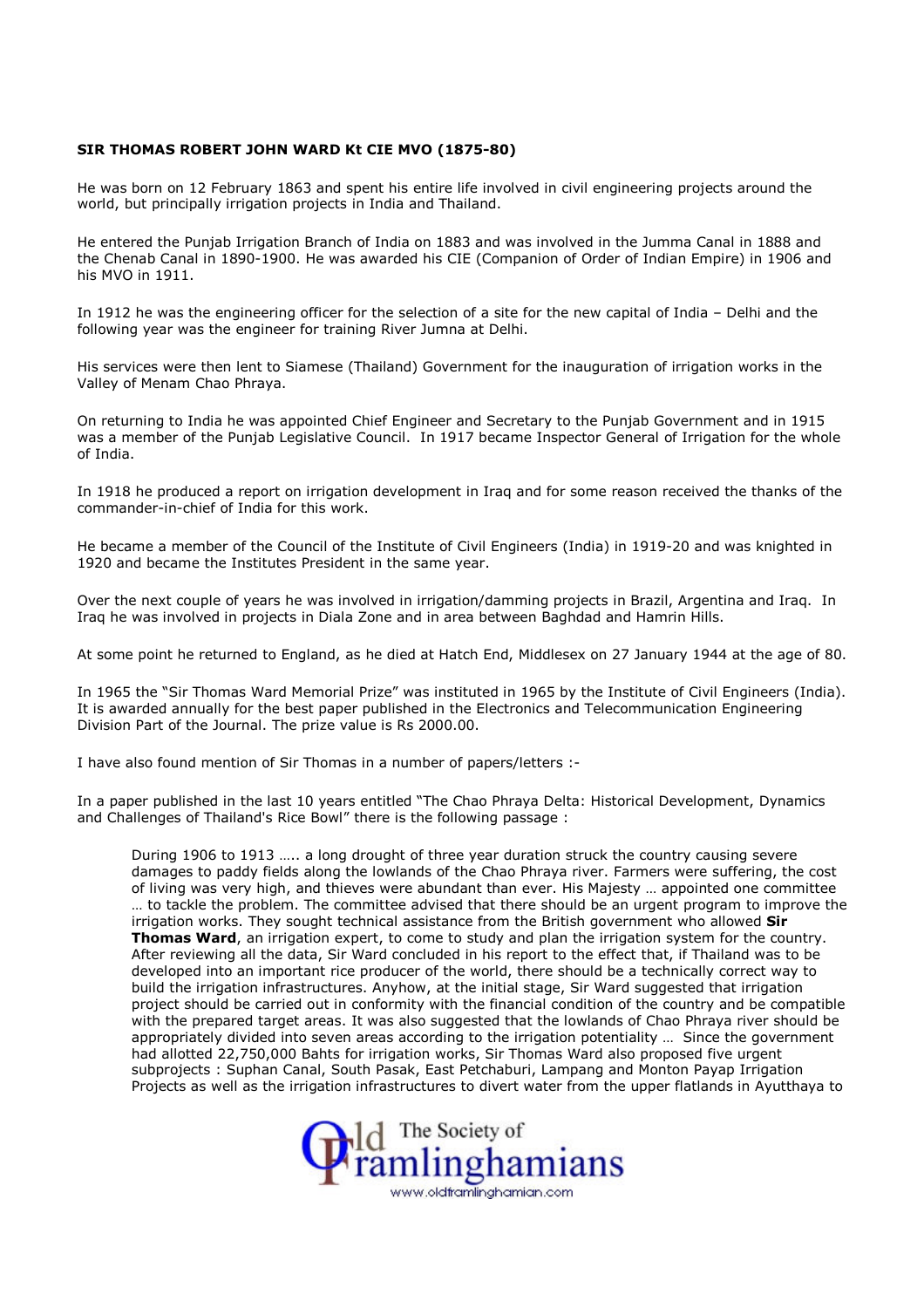**SIR THOMAS ROBERT JOHN WARD Kt CIE MVO (1875-80)**

He was born on 12 February 1863 and spent his entire life involved in civil engineering projects around the world, but principally irrigation projects in India and Thailand.

He entered the Punjab Irrigation Branch of India on 1883 and was involved in the Jumma Canal in 1888 and the Chenab Canal in 1890-1900. He was awarded his CIE (Companion of Order of Indian Empire) in 1906 and his MVO in 1911.

In 1912 he was the engineering officer for the selection of a site for the new capital of India – Delhi and the following year was the engineer for training River Jumna at Delhi.

His services were then lent to Siamese (Thailand) Government for the inauguration of irrigation works in the Valley of Menam Chao Phraya.

On returning to India he was appointed Chief Engineer and Secretary to the Punjab Government and in 1915 was a member of the Punjab Legislative Council. In 1917 became Inspector General of Irrigation for the whole of India.

In 1918 he produced a report on irrigation development in Iraq and for some reason received the thanks of the commander-in-chief of India for this work.

He became a member of the Council of the Institute of Civil Engineers (India) in 1919-20 and was knighted in 1920 and became the Institutes President in the same year.

Over the next couple of years he was involved in irrigation/damming projects in Brazil, Argentina and Iraq. In Iraq he was involved in projects in Diala Zone and in area between Baghdad and Hamrin Hills.

At some point he returned to England, as he died at Hatch End, Middlesex on 27 January 1944 at the age of 80.

In 1965 the "Sir Thomas Ward Memorial Prize" was instituted in 1965 by the Institute of Civil Engineers (India). It is awarded annually for the best paper published in the Electronics and Telecommunication Engineering Division Part of the Journal. The prize value is Rs 2000.00.

I have also found mention of Sir Thomas in a number of papers/letters :-

In a paper published in the last 10 years entitled "The Chao Phraya Delta: Historical Development, Dynamics and Challenges of Thailand's Rice Bowl" there is the following passage :

> During 1906 to 1913 ….. a long drought of three year duration struck the country causing severe damages to paddy fields along the lowlands of the Chao Phraya river. Farmers were suffering, the cost of living was very high, and thieves were abundant than ever. His Majesty … appointed one committee … to tackle the problem. The committee advised that there should be an urgent program to improve the irrigation works. They sought technical assistance from the British government who allowed **Sir Thomas Ward**, an irrigation expert, to come to study and plan the irrigation system for the country. After reviewing all the data, Sir Ward concluded in his report to the effect that, if Thailand was to be developed into an important rice producer of the world, there should be a technically correct way to build the irrigation infrastructures. Anyhow, at the initial stage, Sir Ward suggested that irrigation project should be carried out in conformity with the financial condition of the country and be compatible with the prepared target areas. It was also suggested that the lowlands of Chao Phraya river should be appropriately divided into seven areas according to the irrigation potentiality … Since the government had allotted 22,750,000 Bahts for irrigation works, Sir Thomas Ward also proposed five urgent subprojects : Suphan Canal, South Pasak, East Petchaburi, Lampang and Monton Payap Irrigation Projects as well as the irrigation infrastructures to divert water from the upper flatlands in Ayutthaya to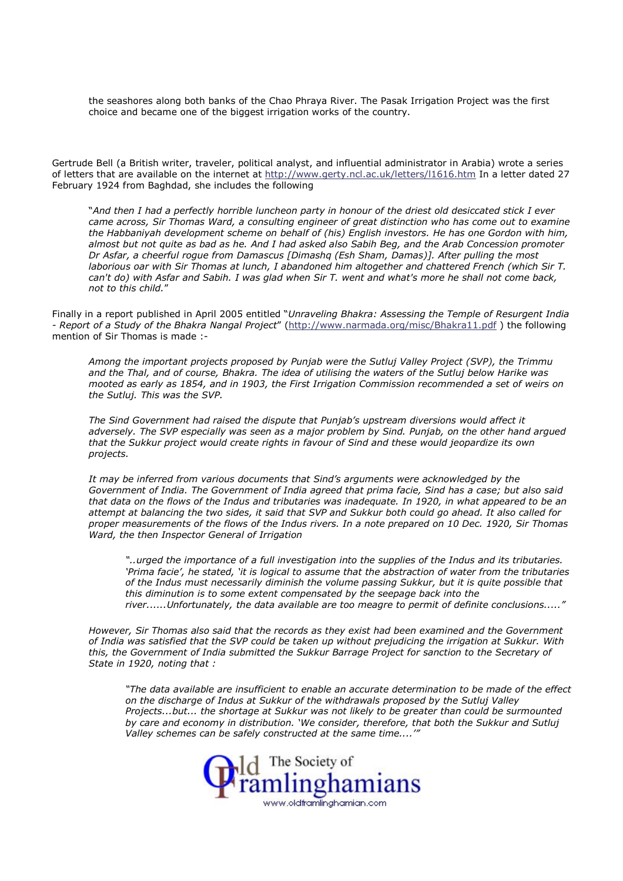the seashores along both banks of the Chao Phraya River. The Pasak Irrigation Project was the first choice and became one of the biggest irrigation works of the country.

Gertrude Bell (a British writer, traveler, political analyst, and influential administrator in Arabia) wrote a series of letters that are available on the internet at http://www.gerty.ncl.ac.uk/letters/l1616.htm In a letter dated 27 February 1924 from Baghdad, she includes the following

> "*And then I had a perfectly horrible luncheon party in honour of the driest old desiccated stick I ever came across, Sir Thomas Ward, a consulting engineer of great distinction who has come out to examine the Habbaniyah development scheme on behalf of (his) English investors. He has one Gordon with him, almost but not quite as bad as he. And I had asked also Sabih Beg, and the Arab Concession promoter Dr Asfar, a cheerful rogue from Damascus [Dimashq (Esh Sham, Damas)]. After pulling the most laborious oar with Sir Thomas at lunch, I abandoned him altogether and chattered French (which Sir T. can't do) with Asfar and Sabih. I was glad when Sir T. went and what's more he shall not come back, not to this child.*"

Finally in a report published in April 2005 entitled "*Unraveling Bhakra: Assessing the Temple of Resurgent India - Report of a Study of the Bhakra Nangal Project*" (http://www.narmada.org/misc/Bhakra11.pdf ) the following mention of Sir Thomas is made :-

> *Among the important projects proposed by Punjab were the Sutluj Valley Project (SVP), the Trimmu and the Thal, and of course, Bhakra. The idea of utilising the waters of the Sutluj below Harike was mooted as early as 1854, and in 1903, the First Irrigation Commission recommended a set of weirs on the Sutluj. This was the SVP.*
>
> *The Sind Government had raised the dispute that Punjab's upstream diversions would affect it adversely. The SVP especially was seen as a major problem by Sind. Punjab, on the other hand argued that the Sukkur project would create rights in favour of Sind and these would jeopardize its own projects.*
>
> *It may be inferred from various documents that Sind's arguments were acknowledged by the Government of India. The Government of India agreed that prima facie, Sind has a case; but also said that data on the flows of the Indus and tributaries was inadequate. In 1920, in what appeared to be an attempt at balancing the two sides, it said that SVP and Sukkur both could go ahead. It also called for proper measurements of the flows of the Indus rivers. In a note prepared on 10 Dec. 1920, Sir Thomas Ward, the then Inspector General of Irrigation*
>
> > *"..urged the importance of a full investigation into the supplies of the Indus and its tributaries. 'Prima facie', he stated, 'it is logical to assume that the abstraction of water from the tributaries of the Indus must necessarily diminish the volume passing Sukkur, but it is quite possible that this diminution is to some extent compensated by the seepage back into the river......Unfortunately, the data available are too meagre to permit of definite conclusions....."*
>
> *However, Sir Thomas also said that the records as they exist had been examined and the Government of India was satisfied that the SVP could be taken up without prejudicing the irrigation at Sukkur. With this, the Government of India submitted the Sukkur Barrage Project for sanction to the Secretary of State in 1920, noting that :*
>
> > *"The data available are insufficient to enable an accurate determination to be made of the effect on the discharge of Indus at Sukkur of the withdrawals proposed by the Sutluj Valley Projects...but... the shortage at Sukkur was not likely to be greater than could be surmounted by care and economy in distribution. 'We consider, therefore, that both the Sukkur and Sutluj Valley schemes can be safely constructed at the same time....'"*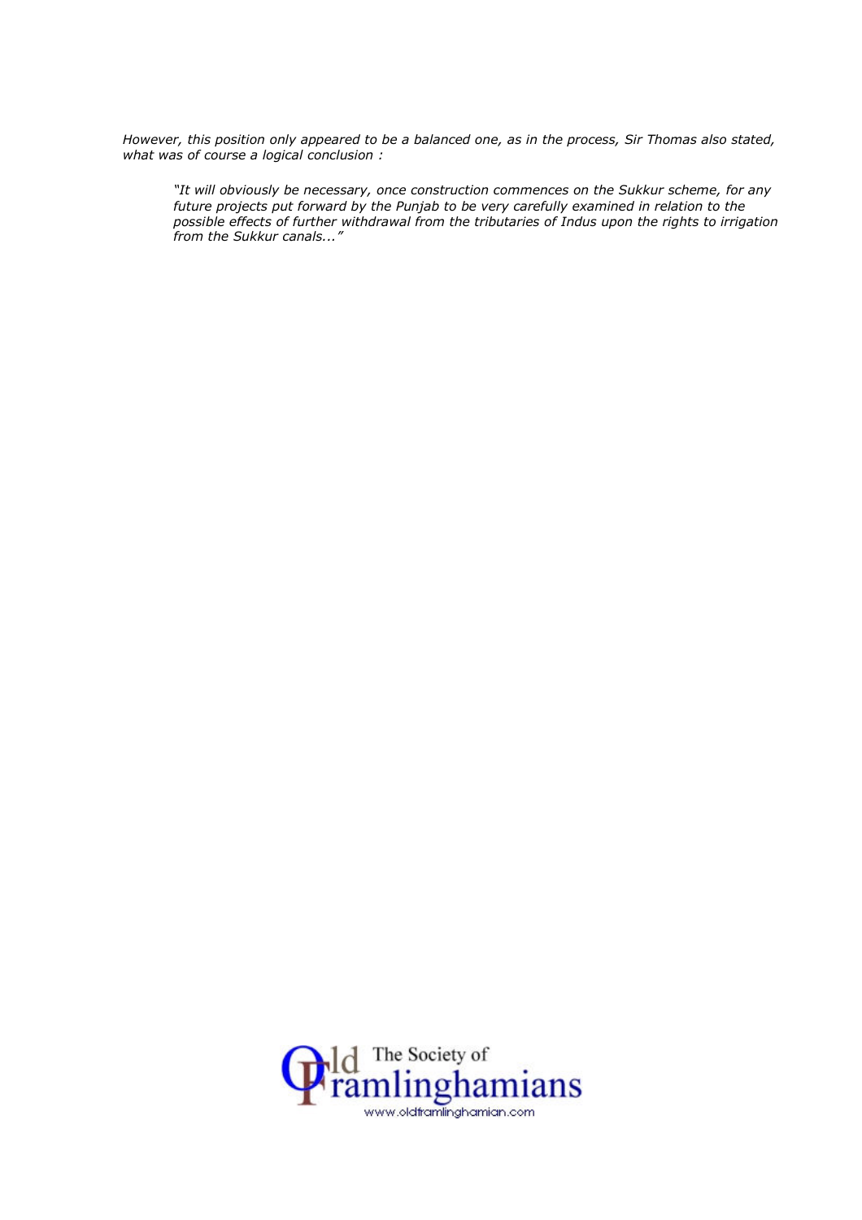*However, this position only appeared to be a balanced one, as in the process, Sir Thomas also stated, what was of course a logical conclusion :*

> *"It will obviously be necessary, once construction commences on the Sukkur scheme, for any future projects put forward by the Punjab to be very carefully examined in relation to the possible effects of further withdrawal from the tributaries of Indus upon the rights to irrigation from the Sukkur canals..."*

Old Framlinghamians The Society of

www.oldframlinghamian.com